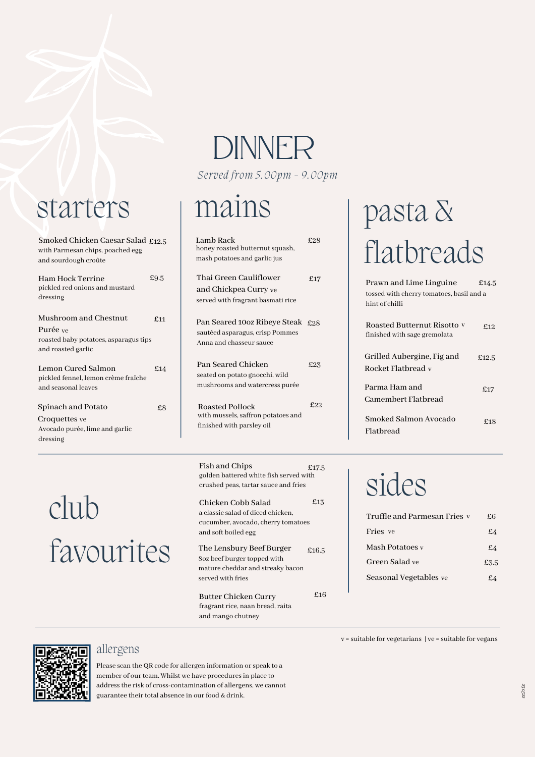# DINNER

*Served from 5.00pm - 9.00pm*

## starters

**Smoked Chicken Caesar Salad** £12.5
with Parmesan chips, poached egg and sourdough croûte

**Ham Hock Terrine** £9.5
pickled red onions and mustard dressing

**Mushroom and Chestnut Purée** ve £11
roasted baby potatoes, asparagus tips and roasted garlic

**Lemon Cured Salmon** £14
pickled fennel, lemon crème fraîche and seasonal leaves

**Spinach and Potato Croquettes** ve £8
Avocado purée, lime and garlic dressing

## mains

**Lamb Rack** £28
honey roasted butternut squash, mash potatoes and garlic jus

**Thai Green Cauliflower and Chickpea Curry** ve £17
served with fragrant basmati rice

**Pan Seared 10oz Ribeye Steak** £28
sautéed asparagus, crisp Pommes Anna and chasseur sauce

**Pan Seared Chicken** £23
seated on potato gnocchi, wild mushrooms and watercress purée

**Roasted Pollock** £22
with mussels, saffron potatoes and finished with parsley oil

## pasta & flatbreads

**Prawn and Lime Linguine** £14.5
tossed with cherry tomatoes, basil and a hint of chilli

**Roasted Butternut Risotto** v £12
finished with sage gremolata

**Grilled Aubergine, Fig and Rocket Flatbread** v £12.5

**Parma Ham and Camembert Flatbread** £17

**Smoked Salmon Avocado Flatbread** £18

## club favourites

**Fish and Chips** £17.5
golden battered white fish served with crushed peas, tartar sauce and fries

**Chicken Cobb Salad** £13
a classic salad of diced chicken, cucumber, avocado, cherry tomatoes and soft boiled egg

**The Lensbury Beef Burger** £16.5
8oz beef burger topped with mature cheddar and streaky bacon served with fries

**Butter Chicken Curry** £16
fragrant rice, naan bread, raita and mango chutney

## sides

| | |
|---|---|
| Truffle and Parmesan Fries v | £6 |
| Fries ve | £4 |
| Mash Potatoes v | £4 |
| Green Salad ve | £3.5 |
| Seasonal Vegetables ve | £4 |

v = suitable for vegetarians | ve = suitable for vegans

## allergens

Please scan the QR code for allergen information or speak to a member of our team. Whilst we have procedures in place to address the risk of cross-contamination of allergens, we cannot guarantee their total absence in our food & drink.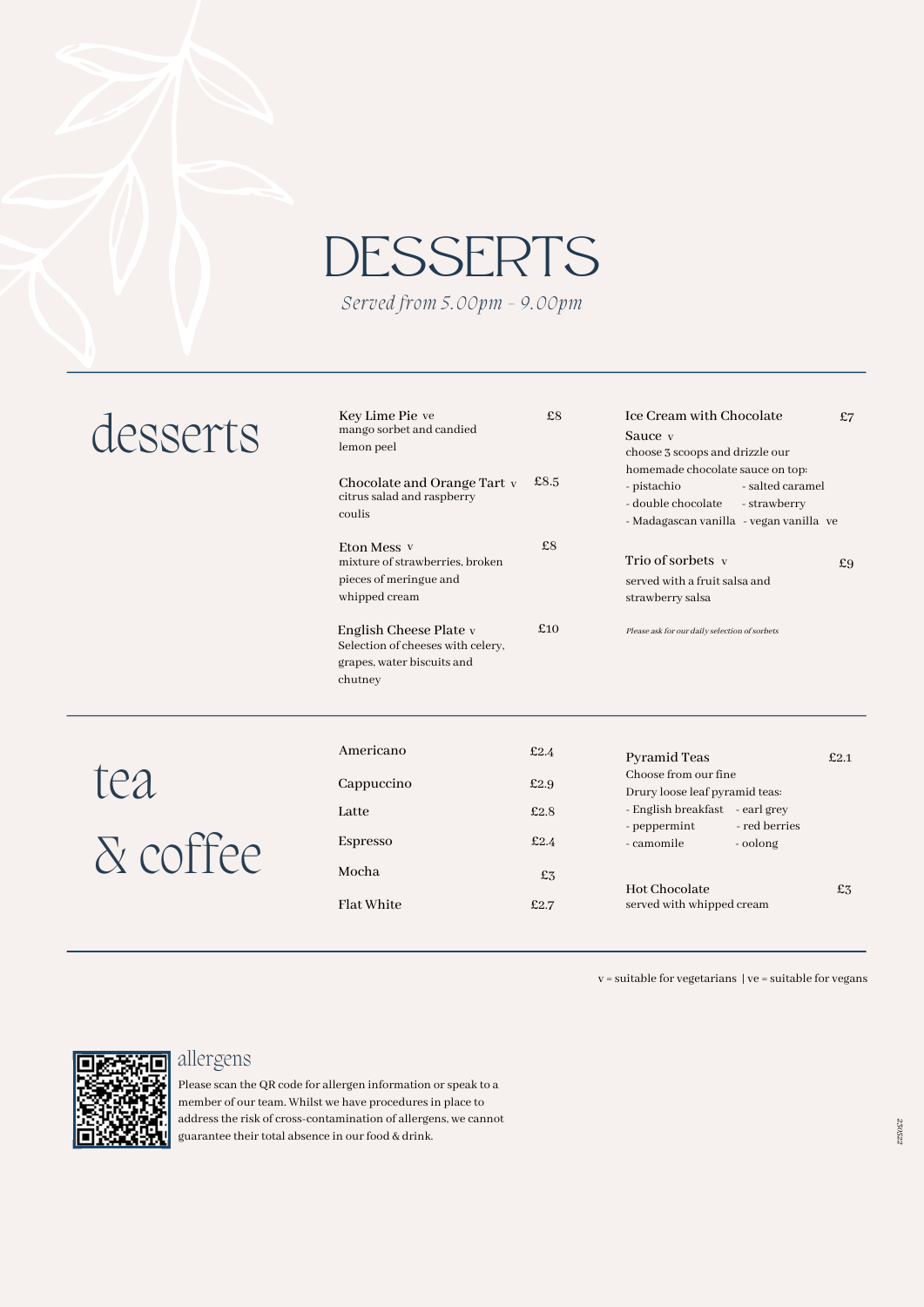# DESSERTS

*Served from 5.00pm - 9.00pm*

## desserts

**Key Lime Pie** ve — £8
mango sorbet and candied lemon peel

**Chocolate and Orange Tart** v — £8.5
citrus salad and raspberry coulis

**Eton Mess** v — £8
mixture of strawberries, broken pieces of meringue and whipped cream

**English Cheese Plate** v — £10
Selection of cheeses with celery, grapes, water biscuits and chutney

**Ice Cream with Chocolate Sauce** v — £7
choose 3 scoops and drizzle our homemade chocolate sauce on top:
- pistachio
- salted caramel
- double chocolate
- strawberry
- Madagascan vanilla
- vegan vanilla ve

**Trio of sorbets** v — £9
served with a fruit salsa and strawberry salsa

*Please ask for our daily selection of sorbets*

## tea & coffee

| | |
|---|---|
| Americano | £2.4 |
| Cappuccino | £2.9 |
| Latte | £2.8 |
| Espresso | £2.4 |
| Mocha | £3 |
| Flat White | £2.7 |

**Pyramid Teas** — £2.1
Choose from our fine Drury loose leaf pyramid teas:
- English breakfast
- earl grey
- peppermint
- red berries
- camomile
- oolong

**Hot Chocolate** — £3
served with whipped cream

v = suitable for vegetarians | ve = suitable for vegans

### allergens

Please scan the QR code for allergen information or speak to a member of our team. Whilst we have procedures in place to address the risk of cross-contamination of allergens, we cannot guarantee their total absence in our food & drink.

23/05/22